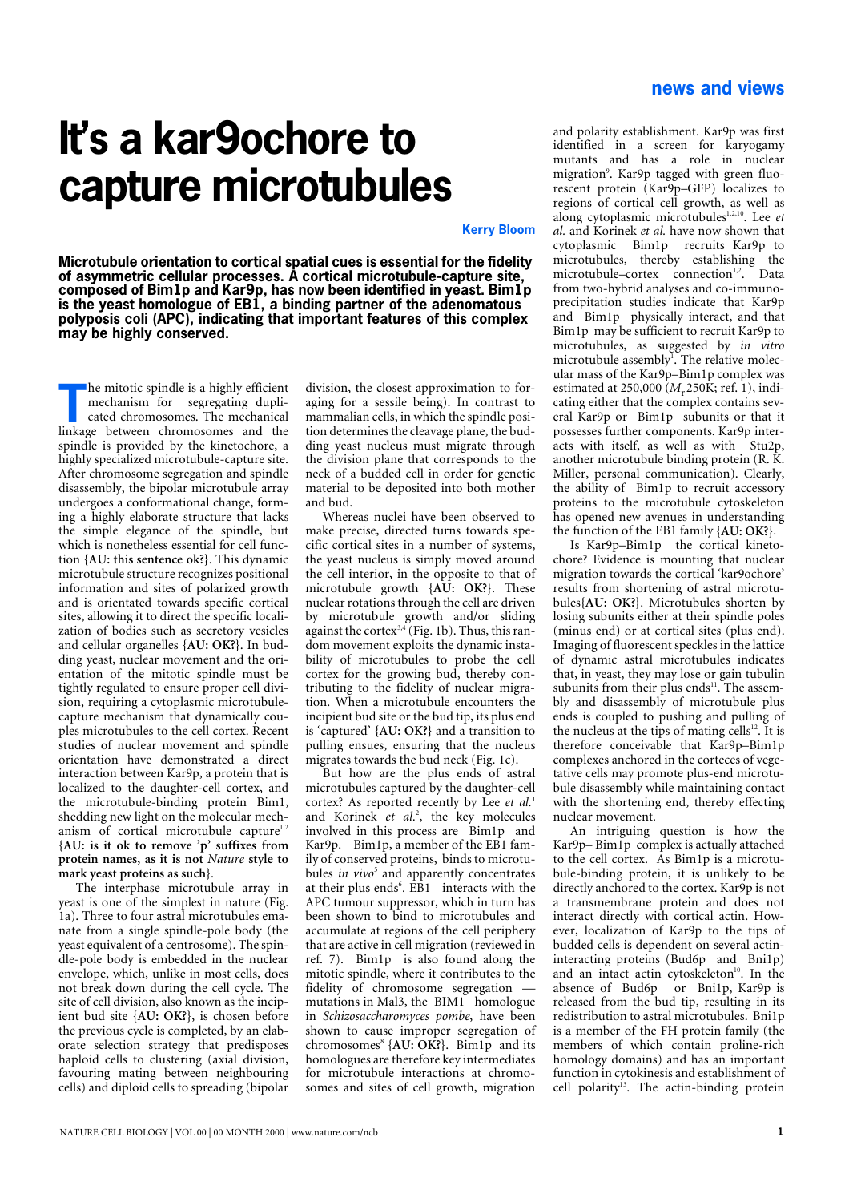# It's a kar9ochore to capture microtubules

**Kerry Bloom**

**Microtubule orientation to cortical spatial cues is essential for the fidelity of asymmetric cellular processes. A cortical microtubule-capture site, composed of Bim1p and Kar9p, has now been identified in yeast. Bim1p is the yeast homologue of EB1, a binding partner of the adenomatous polyposis coli (APC), indicating that important features of this complex may be highly conserved.**

The mitotic spindle is a highly efficient mechanism for segregating duplicated chromosomes. The mechanical linkage between chromosomes and the spindle is provided by the kinetochore, a highly specialized microtubule-capture site. After chromosome segregation and spindle disassembly, the bipolar microtubule array undergoes a conformational change, forming a highly elaborate structure that lacks the simple elegance of the spindle, but which is nonetheless essential for cell function {**AU: this sentence ok?**}. This dynamic microtubule structure recognizes positional information and sites of polarized growth and is orientated towards specific cortical sites, allowing it to direct the specific localization of bodies such as secretory vesicles and cellular organelles {**AU: OK?**}. In budding yeast, nuclear movement and the orientation of the mitotic spindle must be tightly regulated to ensure proper cell division, requiring a cytoplasmic microtubule-capture mechanism that dynamically couples microtubules to the cell cortex. Recent studies of nuclear movement and spindle orientation have demonstrated a direct interaction between Kar9p, a protein that is localized to the daughter-cell cortex, and the microtubule-binding protein Bim1, shedding new light on the molecular mechanism of cortical microtubule capture[1,2] {**AU: is it ok to remove 'p' suffixes from protein names, as it is not *Nature* style to mark yeast proteins as such**}.

The interphase microtubule array in yeast is one of the simplest in nature (Fig. 1a). Three to four astral microtubules emanate from a single spindle-pole body (the yeast equivalent of a centrosome). The spindle-pole body is embedded in the nuclear envelope, which, unlike in most cells, does not break down during the cell cycle. The site of cell division, also known as the incipient bud site {**AU: OK?**}, is chosen before the previous cycle is completed, by an elaborate selection strategy that predisposes haploid cells to clustering (axial division, favouring mating between neighbouring cells) and diploid cells to spreading (bipolar division, the closest approximation to foraging for a sessile being). In contrast to mammalian cells, in which the spindle position determines the cleavage plane, the budding yeast nucleus must migrate through the division plane that corresponds to the neck of a budded cell in order for genetic material to be deposited into both mother and bud.

Whereas nuclei have been observed to make precise, directed turns towards specific cortical sites in a number of systems, the yeast nucleus is simply moved around the cell interior, in the opposite to that of microtubule growth {**AU: OK?**}. These nuclear rotations through the cell are driven by microtubule growth and/or sliding against the cortex[3,4] (Fig. 1b). Thus, this random movement exploits the dynamic instability of microtubules to probe the cell cortex for the growing bud, thereby contributing to the fidelity of nuclear migration. When a microtubule encounters the incipient bud site or the bud tip, its plus end is 'captured' {**AU: OK?**} and a transition to pulling ensues, ensuring that the nucleus migrates towards the bud neck (Fig. 1c).

But how are the plus ends of astral microtubules captured by the daughter-cell cortex? As reported recently by Lee *et al.*[1] and Korinek *et al.*[2], the key molecules involved in this process are Bim1p and Kar9p. Bim1p, a member of the EB1 family of conserved proteins, binds to microtubules *in vivo*[5] and apparently concentrates at their plus ends[6]. EB1 interacts with the APC tumour suppressor, which in turn has been shown to bind to microtubules and accumulate at regions of the cell periphery that are active in cell migration (reviewed in ref. 7). Bim1p is also found along the mitotic spindle, where it contributes to the fidelity of chromosome segregation — mutations in Mal3, the BIM1 homologue in *Schizosaccharomyces pombe*, have been shown to cause improper segregation of chromosomes[8] {**AU: OK?**}. Bim1p and its homologues are therefore key intermediates for microtubule interactions at chromosomes and sites of cell growth, migration and polarity establishment. Kar9p was first identified in a screen for karyogamy mutants and has a role in nuclear migration[9]. Kar9p tagged with green fluorescent protein (Kar9p–GFP) localizes to regions of cortical cell growth, as well as along cytoplasmic microtubules[1,2,10]. Lee *et al.* and Korinek *et al.* have now shown that cytoplasmic Bim1p recruits Kar9p to microtubules, thereby establishing the microtubule–cortex connection[1,2]. Data from two-hybrid analyses and co-immunoprecipitation studies indicate that Kar9p and Bim1p physically interact, and that Bim1p may be sufficient to recruit Kar9p to microtubules, as suggested by *in vitro* microtubule assembly[1]. The relative molecular mass of the Kar9p–Bim1p complex was estimated at 250,000 ($M_r$ 250K; ref. 1), indicating either that the complex contains several Kar9p or Bim1p subunits or that it possesses further components. Kar9p interacts with itself, as well as with Stu2p, another microtubule binding protein (R. K. Miller, personal communication). Clearly, the ability of Bim1p to recruit accessory proteins to the microtubule cytoskeleton has opened new avenues in understanding the function of the EB1 family {**AU: OK?**}.

Is Kar9p–Bim1p the cortical kinetochore? Evidence is mounting that nuclear migration towards the cortical 'kar9ochore' results from shortening of astral microtubules{**AU: OK?**}. Microtubules shorten by losing subunits either at their spindle poles (minus end) or at cortical sites (plus end). Imaging of fluorescent speckles in the lattice of dynamic astral microtubules indicates that, in yeast, they may lose or gain tubulin subunits from their plus ends[11]. The assembly and disassembly of microtubule plus ends is coupled to pushing and pulling of the nucleus at the tips of mating cells[12]. It is therefore conceivable that Kar9p–Bim1p complexes anchored in the corteces of vegetative cells may promote plus-end microtubule disassembly while maintaining contact with the shortening end, thereby effecting nuclear movement.

An intriguing question is how the Kar9p– Bim1p complex is actually attached to the cell cortex. As Bim1p is a microtubule-binding protein, it is unlikely to be directly anchored to the cortex. Kar9p is not a transmembrane protein and does not interact directly with cortical actin. However, localization of Kar9p to the tips of budded cells is dependent on several actin-interacting proteins (Bud6p and Bni1p) and an intact actin cytoskeleton[10]. In the absence of Bud6p or Bni1p, Kar9p is released from the bud tip, resulting in its redistribution to astral microtubules. Bni1p is a member of the FH protein family (the members of which contain proline-rich homology domains) and has an important function in cytokinesis and establishment of cell polarity[13]. The actin-binding protein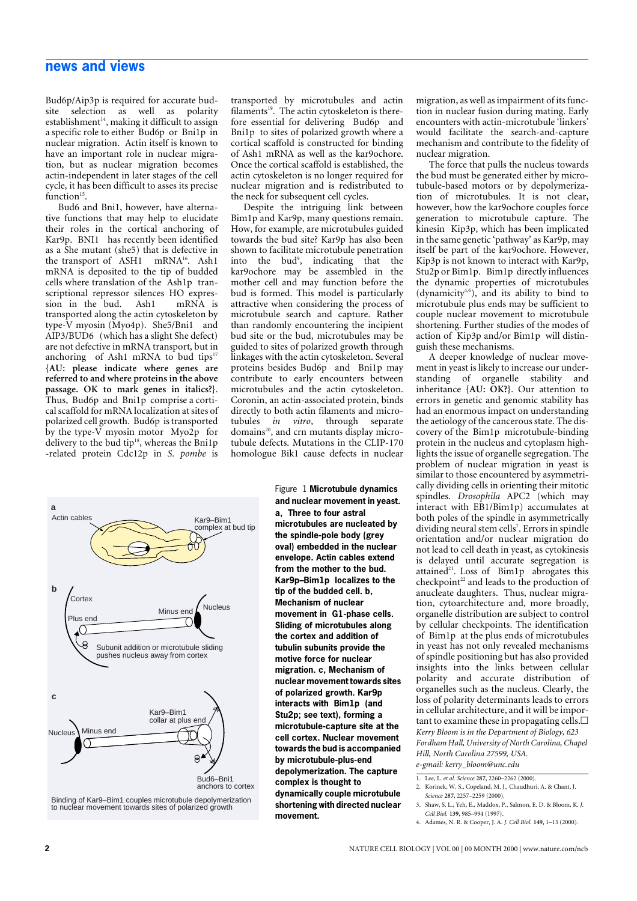Bud6p/Aip3p is required for accurate bud-site selection as well as polarity establishment[14], making it difficult to assign a specific role to either Bud6p or Bni1p in nuclear migration. Actin itself is known to have an important role in nuclear migration, but as nuclear migration becomes actin-independent in later stages of the cell cycle, it has been difficult to asses its precise function[15].

Bud6 and Bni1, however, have alternative functions that may help to elucidate their roles in the cortical anchoring of Kar9p. BNI1 has recently been identified as a She mutant (she5) that is defective in the transport of ASH1 mRNA[16]. Ash1 mRNA is deposited to the tip of budded cells where translation of the Ash1p transcriptional repressor silences HO expression in the bud. Ash1 mRNA is transported along the actin cytoskeleton by type-V myosin (Myo4p). She5/Bni1 and AIP3/BUD6 (which has a slight She defect) are not defective in mRNA transport, but in anchoring of Ash1 mRNA to bud tips[17] **{AU: please indicate where genes are referred to and where proteins in the above passage. OK to mark genes in italics?}**. Thus, Bud6p and Bni1p comprise a cortical scaffold for mRNA localization at sites of polarized cell growth. Bud6p is transported by the type-V myosin motor Myo2p for delivery to the bud tip[18], whereas the Bni1p-related protein Cdc12p in *S. pombe* is transported by microtubules and actin filaments[19]. The actin cytoskeleton is therefore essential for delivering Bud6p and Bni1p to sites of polarized growth where a cortical scaffold is constructed for binding of Ash1 mRNA as well as the kar9ochore. Once the cortical scaffold is established, the actin cytoskeleton is no longer required for nuclear migration and is redistributed to the neck for subsequent cell cycles.

Despite the intriguing link between Bim1p and Kar9p, many questions remain. How, for example, are microtubules guided towards the bud site? Kar9p has also been shown to facilitate microtubule penetration into the bud[9], indicating that the kar9ochore may be assembled in the mother cell and may function before the bud is formed. This model is particularly attractive when considering the process of microtubule search and capture. Rather than randomly encountering the incipient bud site or the bud, microtubules may be guided to sites of polarized growth through linkages with the actin cytoskeleton. Several proteins besides Bud6p and Bni1p may contribute to early encounters between microtubules and the actin cytoskeleton. Coronin, an actin-associated protein, binds directly to both actin filaments and microtubules *in vitro*, through separate domains[20], and crn mutants display microtubule defects. Mutations in the CLIP-170 homologue Bik1 cause defects in nuclear migration, as well as impairment of its function in nuclear fusion during mating. Early encounters with actin-microtubule 'linkers' would facilitate the search-and-capture mechanism and contribute to the fidelity of nuclear migration.

The force that pulls the nucleus towards the bud must be generated either by microtubule-based motors or by depolymerization of microtubules. It is not clear, however, how the kar9ochore couples force generation to microtubule capture. The kinesin Kip3p, which has been implicated in the same genetic 'pathway' as Kar9p, may itself be part of the kar9ochore. However, Kip3p is not known to interact with Kar9p, Stu2p or Bim1p. Bim1p directly influences the dynamic properties of microtubules (dynamicity[4,6]), and its ability to bind to microtubule plus ends may be sufficient to couple nuclear movement to microtubule shortening. Further studies of the modes of action of Kip3p and/or Bim1p will distinguish these mechanisms.

A deeper knowledge of nuclear movement in yeast is likely to increase our understanding of organelle stability and inheritance **{AU: OK?}**. Our attention to errors in genetic and genomic stability has had an enormous impact on understanding the aetiology of the cancerous state. The discovery of the Bim1p microtubule-binding protein in the nucleus and cytoplasm highlights the issue of organelle segregation. The problem of nuclear migration in yeast is similar to those encountered by asymmetrically dividing cells in orienting their mitotic spindles. *Drosophila* APC2 (which may interact with EB1/Bim1p) accumulates at both poles of the spindle in asymmetrically dividing neural stem cells[7]. Errors in spindle orientation and/or nuclear migration do not lead to cell death in yeast, as cytokinesis is delayed until accurate segregation is attained[21]. Loss of Bim1p abrogates this checkpoint[22] and leads to the production of anucleate daughters. Thus, nuclear migration, cytoarchitecture and, more broadly, organelle distribution are subject to control by cellular checkpoints. The identification of Bim1p at the plus ends of microtubules in yeast has not only revealed mechanisms of spindle positioning but has also provided insights into the links between cellular polarity and accurate distribution of organelles such as the nucleus. Clearly, the loss of polarity determinants leads to errors in cellular architecture, and it will be important to examine these in propagating cells. □

*Kerry Bloom is in the Department of Biology, 623 Fordham Hall, University of North Carolina, Chapel Hill, North Carolina 27599, USA.*
*e-gmail: kerry_bloom@unc.edu*

Figure 1 **Microtubule dynamics and nuclear movement in yeast. a, Three to four astral microtubules are nucleated by the spindle-pole body (grey oval) embedded in the nuclear envelope. Actin cables extend from the mother to the bud. Kar9p–Bim1p localizes to the tip of the budded cell. b, Mechanism of nuclear movement in G1-phase cells. Sliding of microtubules along the cortex and addition of tubulin subunits provide the motive force for nuclear migration. c, Mechanism of nuclear movement towards sites of polarized growth. Kar9p interacts with Bim1p (and Stu2p; see text), forming a microtubule-capture site at the cell cortex. Nuclear movement towards the bud is accompanied by microtubule-plus-end depolymerization. The capture complex is thought to dynamically couple microtubule shortening with directed nuclear movement.**

1. Lee, L. *et al. Science* **287**, 2260–2262 (2000).
2. Korinek, W. S., Copeland, M. J., Chaudhuri, A. & Chant, J. *Science* **287**, 2257–2259 (2000).
3. Shaw, S. L., Yeh, E., Maddox, P., Salmon, E. D. & Bloom, K. *J. Cell Biol.* **139**, 985–994 (1997).
4. Adames, N. R. & Cooper, J. A. *J. Cell Biol.* **149**, 1–13 (2000).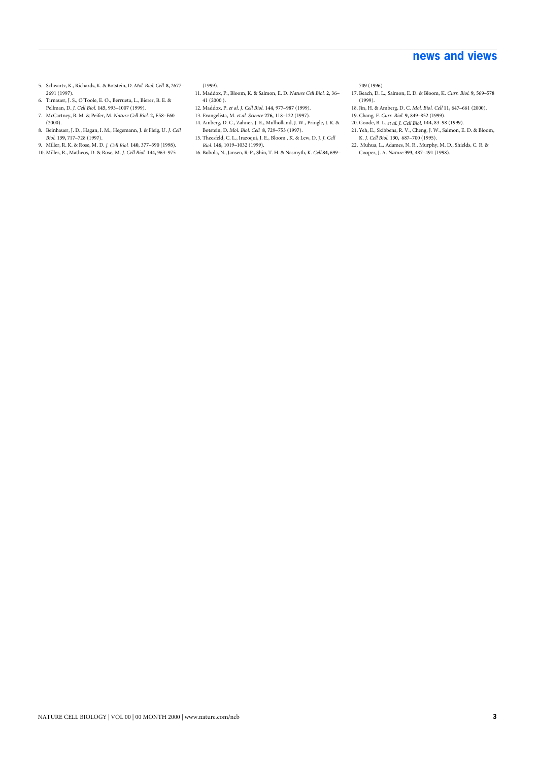5. Schwartz, K., Richards, K. & Botstein, D. *Mol. Biol. Cell* **8**, 2677–2691 (1997).
6. Tirnauer, J. S., O'Toole, E. O., Berrueta, L., Bierer, B. E. & Pellman, D. *J. Cell Biol.* **145**, 993–1007 (1999).
7. McCartney, B. M. & Peifer, M. *Nature Cell Biol.* **2**, E58–E60 (2000).
8. Beinhauer, J. D., Hagan, I. M., Hegemann, J. & Fleig, U. *J. Cell Biol.* **139**, 717–728 (1997).
9. Miller, R. K. & Rose, M. D. *J. Cell Biol.* **140**, 377–390 (1998).
10. Miller, R., Matheos, D. & Rose, M. *J. Cell Biol.* **144**, 963–975 (1999).
11. Maddox, P., Bloom, K. & Salmon, E. D. *Nature Cell Biol.* **2**, 36–41 (2000 ).
12. Maddox, P. *et al. J. Cell Biol.* **144**, 977–987 (1999).
13. Evangelista, M. *et al. Science* **276**, 118–122 (1997).
14. Amberg, D. C., Zahner, J. E., Mulholland, J. W., Pringle, J. R. & Botstein, D. *Mol. Biol. Cell* **8**, 729–753 (1997).
15. Theesfeld, C. L., Irazoqui, J. E., Bloom , K. & Lew, D. J. *J. Cell Biol.* **146**, 1019–1032 (1999).
16. Bobola, N., Jansen, R-P., Shin, T. H. & Nasmyth, K. *Cell* **84**, 699–709 (1996).
17. Beach, D. L., Salmon, E. D. & Bloom, K. *Curr. Biol.* **9**, 569–578 (1999).
18. Jin, H. & Amberg, D. C. *Mol. Biol. Cell* **11**, 647–661 (2000).
19. Chang, F. *Curr. Biol.* **9**, 849–852 (1999).
20. Goode, B. L. *et al. J. Cell Biol.* **144**, 83–98 (1999).
21. Yeh, E., Skibbens, R. V., Cheng, J. W., Salmon, E. D. & Bloom, K. *J. Cell Biol.* **130**, 687–700 (1995).
22. Muhua, L., Adames, N. R., Murphy, M. D., Shields, C. R. & Cooper, J. A. *Nature* **393**, 487–491 (1998).